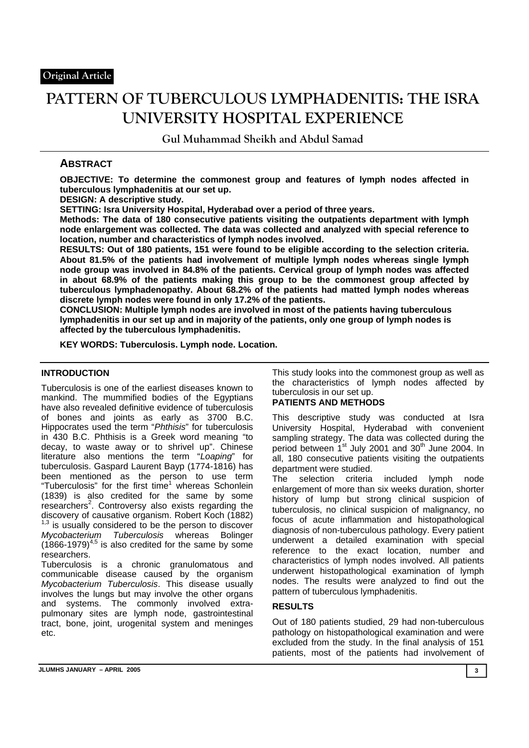Original Article

# PATTERN OF TUBERCULOUS LYMPHADENITIS: THE ISRA UNIVERSITY HOSPITAL EXPERIENCE

Gul Muhammad Sheikh and Abdul Samad

## ABSTRACT

**OBJECTIVE: To determine the commonest group and features of lymph nodes affected in tuberculous lymphadenitis at our set up.**

**DESIGN: A descriptive study.**

**SETTING: Isra University Hospital, Hyderabad over a period of three years.**

**Methods: The data of 180 consecutive patients visiting the outpatients department with lymph node enlargement was collected. The data was collected and analyzed with special reference to location, number and characteristics of lymph nodes involved.**

**RESULTS: Out of 180 patients, 151 were found to be eligible according to the selection criteria. About 81.5% of the patients had involvement of multiple lymph nodes whereas single lymph node group was involved in 84.8% of the patients. Cervical group of lymph nodes was affected in about 68.9% of the patients making this group to be the commonest group affected by tuberculous lymphadenopathy. About 68.2% of the patients had matted lymph nodes whereas discrete lymph nodes were found in only 17.2% of the patients.**

**CONCLUSION: Multiple lymph nodes are involved in most of the patients having tuberculous lymphadenitis in our set up and in majority of the patients, only one group of lymph nodes is affected by the tuberculous lymphadenitis.**

**KEY WORDS: Tuberculosis. Lymph node. Location.**

## INTRODUCTION

Tuberculosis is one of the earliest diseases known to mankind. The mummified bodies of the Egyptians have also revealed definitive evidence of tuberculosis of bones and joints as early as 3700 B.C. Hippocrates used the term "*Phthisis*" for tuberculosis in 430 B.C. Phthisis is a Greek word meaning "to decay, to waste away or to shrivel up". Chinese literature also mentions the term "*Loaping*" for tuberculosis. Gaspard Laurent Bayp (1774-1816) has been mentioned as the person to use term "Tuberculosis" for the first time[1] whereas Schonlein (1839) is also credited for the same by some researchers[2]. Controversy also exists regarding the discovery of causative organism. Robert Koch (1882)[1,3] is usually considered to be the person to discover *Mycobacterium Tuberculosis* whereas Bolinger (1866-1979)[4,5] is also credited for the same by some researchers.

Tuberculosis is a chronic granulomatous and communicable disease caused by the organism *Mycobacterium Tuberculosis*. This disease usually involves the lungs but may involve the other organs and systems. The commonly involved extra-pulmonary sites are lymph node, gastrointestinal tract, bone, joint, urogenital system and meninges etc.

This study looks into the commonest group as well as the characteristics of lymph nodes affected by tuberculosis in our set up.

## PATIENTS AND METHODS

This descriptive study was conducted at Isra University Hospital, Hyderabad with convenient sampling strategy. The data was collected during the period between 1st July 2001 and 30th June 2004. In all, 180 consecutive patients visiting the outpatients department were studied.

The selection criteria included lymph node enlargement of more than six weeks duration, shorter history of lump but strong clinical suspicion of tuberculosis, no clinical suspicion of malignancy, no focus of acute inflammation and histopathological diagnosis of non-tuberculous pathology. Every patient underwent a detailed examination with special reference to the exact location, number and characteristics of lymph nodes involved. All patients underwent histopathological examination of lymph nodes. The results were analyzed to find out the pattern of tuberculous lymphadenitis.

## RESULTS

Out of 180 patients studied, 29 had non-tuberculous pathology on histopathological examination and were excluded from the study. In the final analysis of 151 patients, most of the patients had involvement of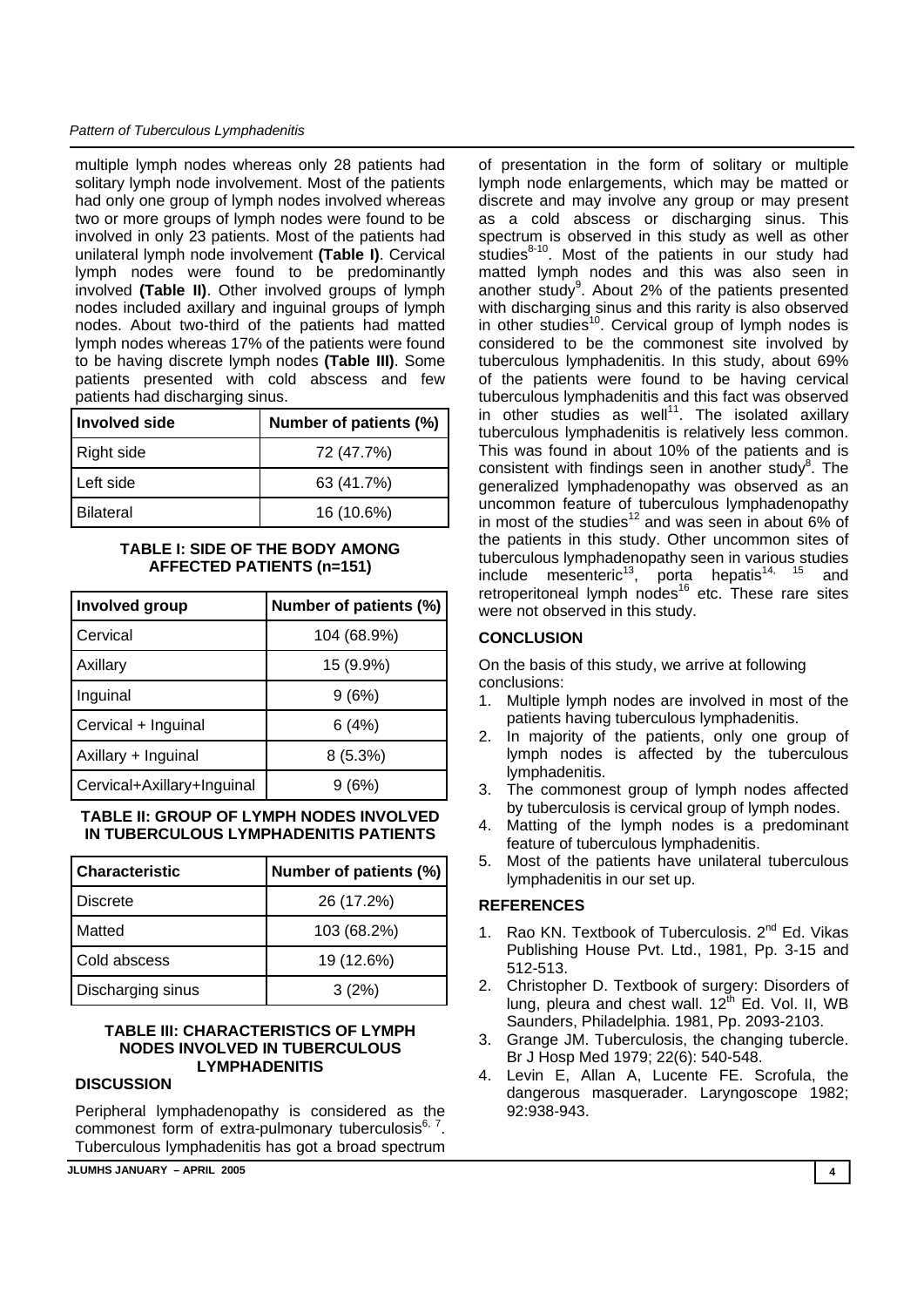multiple lymph nodes whereas only 28 patients had solitary lymph node involvement. Most of the patients had only one group of lymph nodes involved whereas two or more groups of lymph nodes were found to be involved in only 23 patients. Most of the patients had unilateral lymph node involvement **(Table I)**. Cervical lymph nodes were found to be predominantly involved **(Table II)**. Other involved groups of lymph nodes included axillary and inguinal groups of lymph nodes. About two-third of the patients had matted lymph nodes whereas 17% of the patients were found to be having discrete lymph nodes **(Table III)**. Some patients presented with cold abscess and few patients had discharging sinus.

| Involved side | Number of patients (%) |
|---|---|
| Right side | 72 (47.7%) |
| Left side | 63 (41.7%) |
| Bilateral | 16 (10.6%) |

**TABLE I: SIDE OF THE BODY AMONG AFFECTED PATIENTS (n=151)**

| Involved group | Number of patients (%) |
|---|---|
| Cervical | 104 (68.9%) |
| Axillary | 15 (9.9%) |
| Inguinal | 9 (6%) |
| Cervical + Inguinal | 6 (4%) |
| Axillary + Inguinal | 8 (5.3%) |
| Cervical+Axillary+Inguinal | 9 (6%) |

**TABLE II: GROUP OF LYMPH NODES INVOLVED IN TUBERCULOUS LYMPHADENITIS PATIENTS**

| Characteristic | Number of patients (%) |
|---|---|
| Discrete | 26 (17.2%) |
| Matted | 103 (68.2%) |
| Cold abscess | 19 (12.6%) |
| Discharging sinus | 3 (2%) |

**TABLE III: CHARACTERISTICS OF LYMPH NODES INVOLVED IN TUBERCULOUS LYMPHADENITIS**

## DISCUSSION

Peripheral lymphadenopathy is considered as the commonest form of extra-pulmonary tuberculosis[6, 7]. Tuberculous lymphadenitis has got a broad spectrum of presentation in the form of solitary or multiple lymph node enlargements, which may be matted or discrete and may involve any group or may present as a cold abscess or discharging sinus. This spectrum is observed in this study as well as other studies[8-10]. Most of the patients in our study had matted lymph nodes and this was also seen in another study[9]. About 2% of the patients presented with discharging sinus and this rarity is also observed in other studies[10]. Cervical group of lymph nodes is considered to be the commonest site involved by tuberculous lymphadenitis. In this study, about 69% of the patients were found to be having cervical tuberculous lymphadenitis and this fact was observed in other studies as well[11]. The isolated axillary tuberculous lymphadenitis is relatively less common. This was found in about 10% of the patients and is consistent with findings seen in another study[8]. The generalized lymphadenopathy was observed as an uncommon feature of tuberculous lymphadenopathy in most of the studies[12] and was seen in about 6% of the patients in this study. Other uncommon sites of tuberculous lymphadenopathy seen in various studies include mesenteric[13], porta hepatis[14, 15] and retroperitoneal lymph nodes[16] etc. These rare sites were not observed in this study.

## CONCLUSION

On the basis of this study, we arrive at following conclusions:

1. Multiple lymph nodes are involved in most of the patients having tuberculous lymphadenitis.
2. In majority of the patients, only one group of lymph nodes is affected by the tuberculous lymphadenitis.
3. The commonest group of lymph nodes affected by tuberculosis is cervical group of lymph nodes.
4. Matting of the lymph nodes is a predominant feature of tuberculous lymphadenitis.
5. Most of the patients have unilateral tuberculous lymphadenitis in our set up.

## REFERENCES

1. Rao KN. Textbook of Tuberculosis. 2nd Ed. Vikas Publishing House Pvt. Ltd., 1981, Pp. 3-15 and 512-513.
2. Christopher D. Textbook of surgery: Disorders of lung, pleura and chest wall. 12th Ed. Vol. II, WB Saunders, Philadelphia. 1981, Pp. 2093-2103.
3. Grange JM. Tuberculosis, the changing tubercle. Br J Hosp Med 1979; 22(6): 540-548.
4. Levin E, Allan A, Lucente FE. Scrofula, the dangerous masquerader. Laryngoscope 1982; 92:938-943.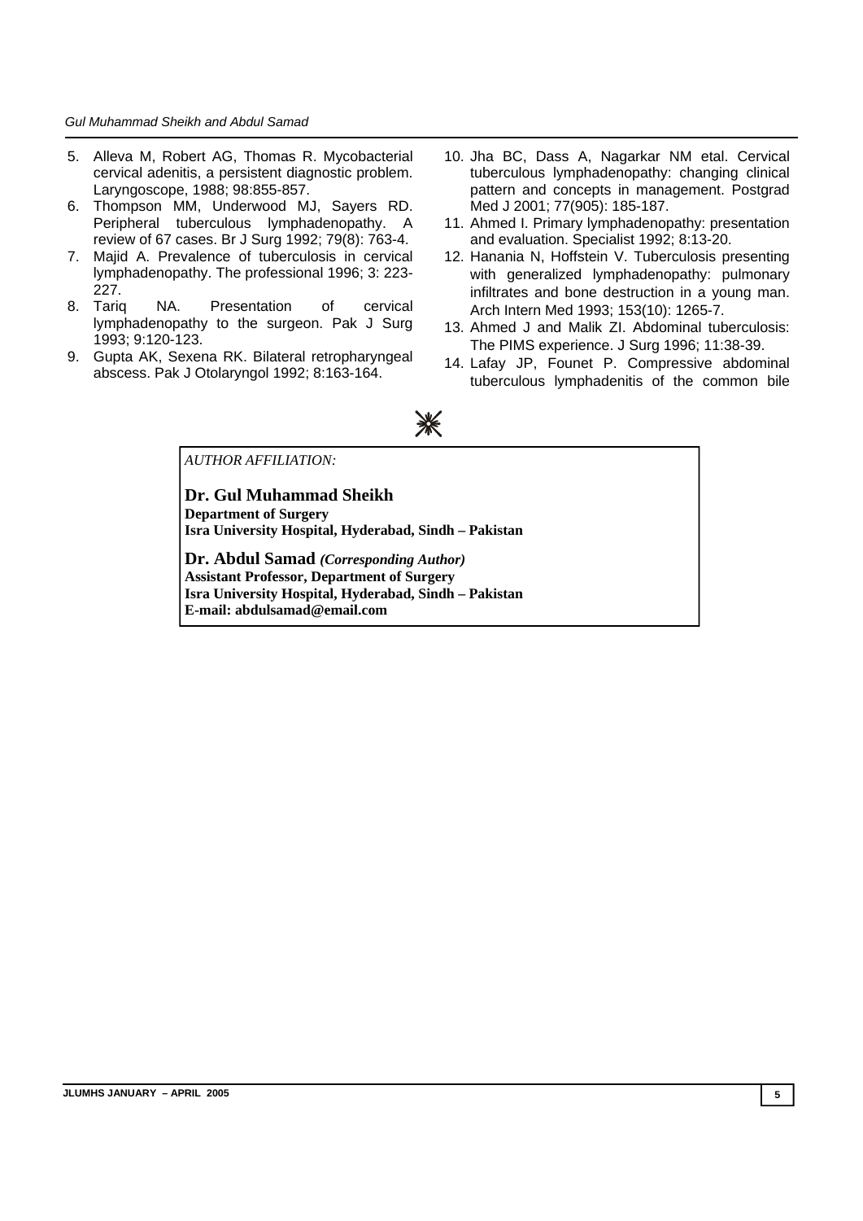5. Alleva M, Robert AG, Thomas R. Mycobacterial cervical adenitis, a persistent diagnostic problem. Laryngoscope, 1988; 98:855-857.
6. Thompson MM, Underwood MJ, Sayers RD. Peripheral tuberculous lymphadenopathy. A review of 67 cases. Br J Surg 1992; 79(8): 763-4.
7. Majid A. Prevalence of tuberculosis in cervical lymphadenopathy. The professional 1996; 3: 223-227.
8. Tariq NA. Presentation of cervical lymphadenopathy to the surgeon. Pak J Surg 1993; 9:120-123.
9. Gupta AK, Sexena RK. Bilateral retropharyngeal abscess. Pak J Otolaryngol 1992; 8:163-164.
10. Jha BC, Dass A, Nagarkar NM etal. Cervical tuberculous lymphadenopathy: changing clinical pattern and concepts in management. Postgrad Med J 2001; 77(905): 185-187.
11. Ahmed I. Primary lymphadenopathy: presentation and evaluation. Specialist 1992; 8:13-20.
12. Hanania N, Hoffstein V. Tuberculosis presenting with generalized lymphadenopathy: pulmonary infiltrates and bone destruction in a young man. Arch Intern Med 1993; 153(10): 1265-7.
13. Ahmed J and Malik ZI. Abdominal tuberculosis: The PIMS experience. J Surg 1996; 11:38-39.
14. Lafay JP, Founet P. Compressive abdominal tuberculous lymphadenitis of the common bile

*AUTHOR AFFILIATION:*

**Dr. Gul Muhammad Sheikh**
**Department of Surgery**
**Isra University Hospital, Hyderabad, Sindh – Pakistan**

**Dr. Abdul Samad** ***(Corresponding Author)***
**Assistant Professor, Department of Surgery**
**Isra University Hospital, Hyderabad, Sindh – Pakistan**
**E-mail: abdulsamad@email.com**